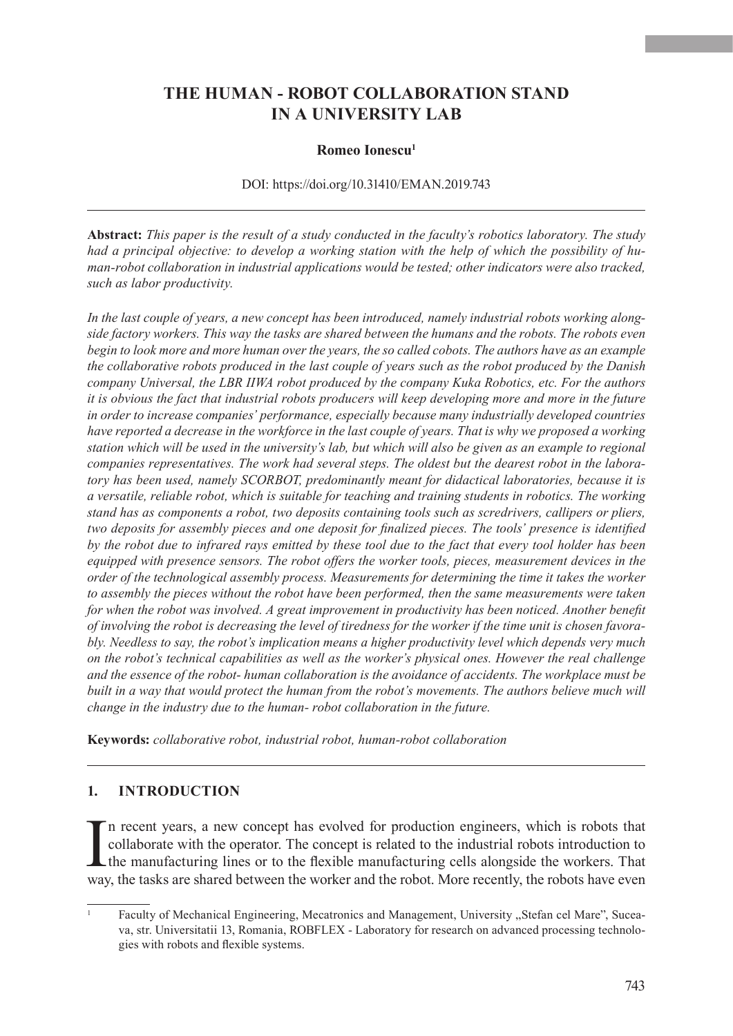# THE HUMAN - ROBOT COLLABORATION STAND IN A UNIVERSITY LAB

**Romeo Ionescu**[1]

DOI: https://doi.org/10.31410/EMAN.2019.743

**Abstract:** *This paper is the result of a study conducted in the faculty's robotics laboratory. The study had a principal objective: to develop a working station with the help of which the possibility of human-robot collaboration in industrial applications would be tested; other indicators were also tracked, such as labor productivity.*

*In the last couple of years, a new concept has been introduced, namely industrial robots working alongside factory workers. This way the tasks are shared between the humans and the robots. The robots even begin to look more and more human over the years, the so called cobots. The authors have as an example the collaborative robots produced in the last couple of years such as the robot produced by the Danish company Universal, the LBR IIWA robot produced by the company Kuka Robotics, etc. For the authors it is obvious the fact that industrial robots producers will keep developing more and more in the future in order to increase companies' performance, especially because many industrially developed countries have reported a decrease in the workforce in the last couple of years. That is why we proposed a working station which will be used in the university's lab, but which will also be given as an example to regional companies representatives. The work had several steps. The oldest but the dearest robot in the laboratory has been used, namely SCORBOT, predominantly meant for didactical laboratories, because it is a versatile, reliable robot, which is suitable for teaching and training students in robotics. The working stand has as components a robot, two deposits containing tools such as scredrivers, callipers or pliers, two deposits for assembly pieces and one deposit for finalized pieces. The tools' presence is identified by the robot due to infrared rays emitted by these tool due to the fact that every tool holder has been equipped with presence sensors. The robot offers the worker tools, pieces, measurement devices in the order of the technological assembly process. Measurements for determining the time it takes the worker to assembly the pieces without the robot have been performed, then the same measurements were taken for when the robot was involved. A great improvement in productivity has been noticed. Another benefit of involving the robot is decreasing the level of tiredness for the worker if the time unit is chosen favorably. Needless to say, the robot's implication means a higher productivity level which depends very much on the robot's technical capabilities as well as the worker's physical ones. However the real challenge and the essence of the robot- human collaboration is the avoidance of accidents. The workplace must be built in a way that would protect the human from the robot's movements. The authors believe much will change in the industry due to the human- robot collaboration in the future.*

**Keywords:** *collaborative robot, industrial robot, human-robot collaboration*

## 1. INTRODUCTION

In recent years, a new concept has evolved for production engineers, which is robots that collaborate with the operator. The concept is related to the industrial robots introduction to the manufacturing lines or to the flexible manufacturing cells alongside the workers. That way, the tasks are shared between the worker and the robot. More recently, the robots have even

[1] Faculty of Mechanical Engineering, Mecatronics and Management, University „Stefan cel Mare", Suceava, str. Universitatii 13, Romania, ROBFLEX - Laboratory for research on advanced processing technologies with robots and flexible systems.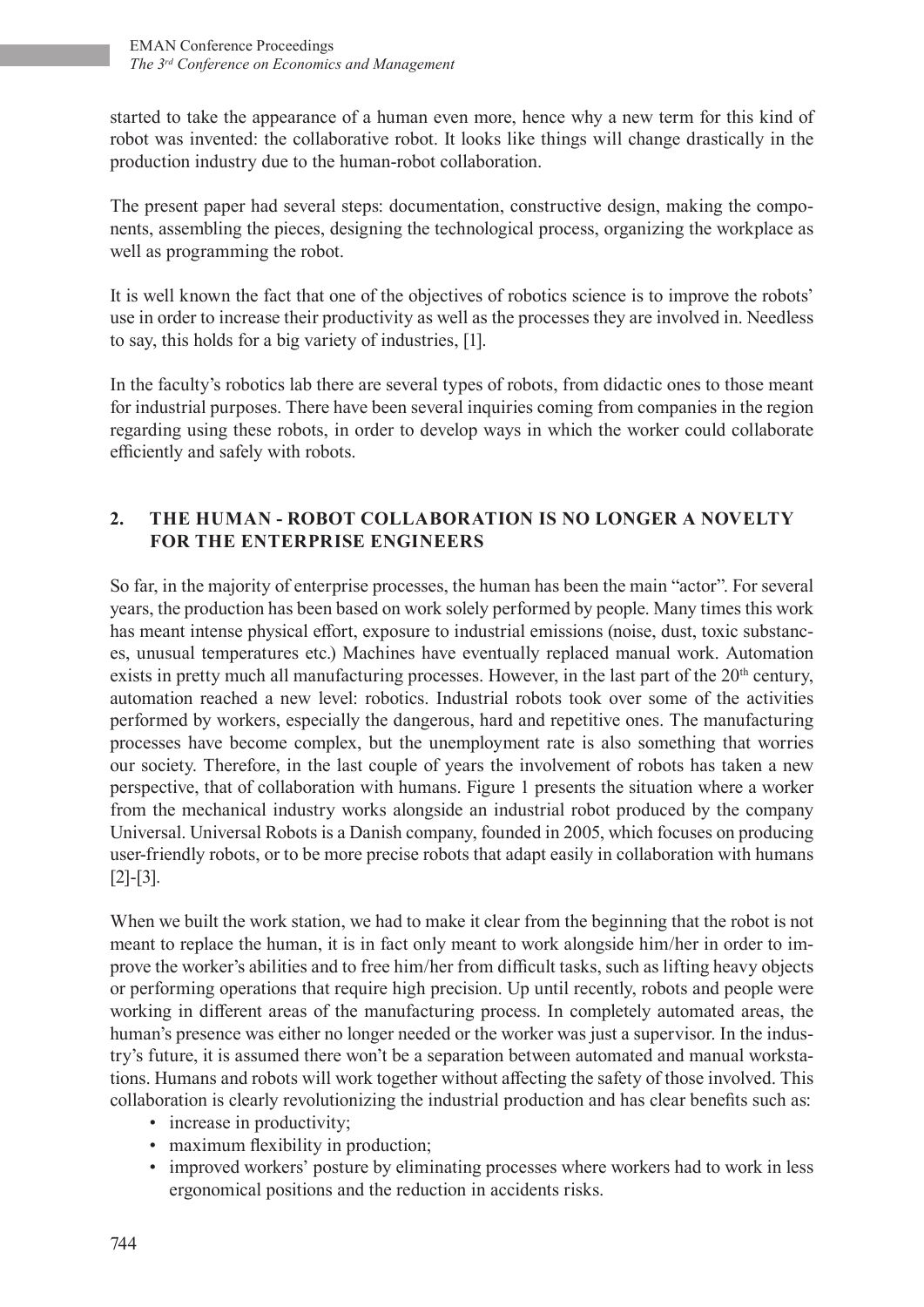started to take the appearance of a human even more, hence why a new term for this kind of robot was invented: the collaborative robot. It looks like things will change drastically in the production industry due to the human-robot collaboration.

The present paper had several steps: documentation, constructive design, making the components, assembling the pieces, designing the technological process, organizing the workplace as well as programming the robot.

It is well known the fact that one of the objectives of robotics science is to improve the robots' use in order to increase their productivity as well as the processes they are involved in. Needless to say, this holds for a big variety of industries, [1].

In the faculty's robotics lab there are several types of robots, from didactic ones to those meant for industrial purposes. There have been several inquiries coming from companies in the region regarding using these robots, in order to develop ways in which the worker could collaborate efficiently and safely with robots.

## 2. THE HUMAN - ROBOT COLLABORATION IS NO LONGER A NOVELTY FOR THE ENTERPRISE ENGINEERS

So far, in the majority of enterprise processes, the human has been the main "actor". For several years, the production has been based on work solely performed by people. Many times this work has meant intense physical effort, exposure to industrial emissions (noise, dust, toxic substances, unusual temperatures etc.) Machines have eventually replaced manual work. Automation exists in pretty much all manufacturing processes. However, in the last part of the 20th century, automation reached a new level: robotics. Industrial robots took over some of the activities performed by workers, especially the dangerous, hard and repetitive ones. The manufacturing processes have become complex, but the unemployment rate is also something that worries our society. Therefore, in the last couple of years the involvement of robots has taken a new perspective, that of collaboration with humans. Figure 1 presents the situation where a worker from the mechanical industry works alongside an industrial robot produced by the company Universal. Universal Robots is a Danish company, founded in 2005, which focuses on producing user-friendly robots, or to be more precise robots that adapt easily in collaboration with humans [2]-[3].

When we built the work station, we had to make it clear from the beginning that the robot is not meant to replace the human, it is in fact only meant to work alongside him/her in order to improve the worker's abilities and to free him/her from difficult tasks, such as lifting heavy objects or performing operations that require high precision. Up until recently, robots and people were working in different areas of the manufacturing process. In completely automated areas, the human's presence was either no longer needed or the worker was just a supervisor. In the industry's future, it is assumed there won't be a separation between automated and manual workstations. Humans and robots will work together without affecting the safety of those involved. This collaboration is clearly revolutionizing the industrial production and has clear benefits such as:

- increase in productivity;
- maximum flexibility in production;
- improved workers' posture by eliminating processes where workers had to work in less ergonomical positions and the reduction in accidents risks.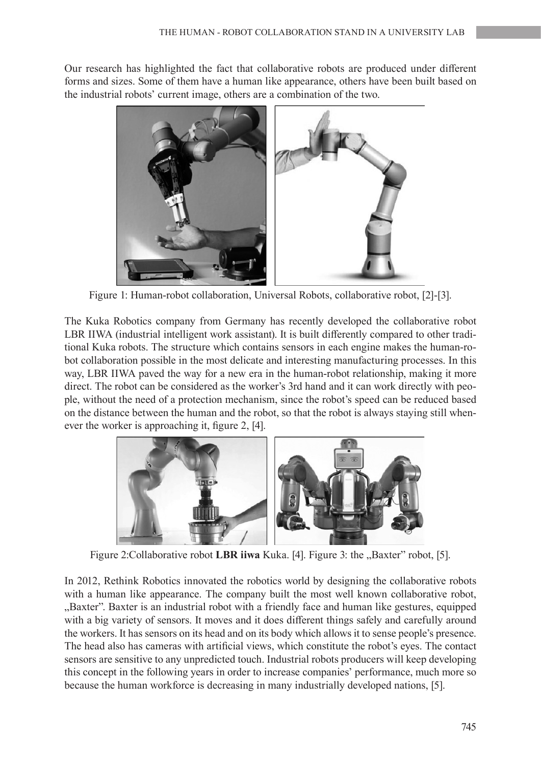Our research has highlighted the fact that collaborative robots are produced under different forms and sizes. Some of them have a human like appearance, others have been built based on the industrial robots' current image, others are a combination of the two.

Figure 1: Human-robot collaboration, Universal Robots, collaborative robot, [2]-[3].

The Kuka Robotics company from Germany has recently developed the collaborative robot LBR IIWA (industrial intelligent work assistant). It is built differently compared to other traditional Kuka robots. The structure which contains sensors in each engine makes the human-robot collaboration possible in the most delicate and interesting manufacturing processes. In this way, LBR IIWA paved the way for a new era in the human-robot relationship, making it more direct. The robot can be considered as the worker's 3rd hand and it can work directly with people, without the need of a protection mechanism, since the robot's speed can be reduced based on the distance between the human and the robot, so that the robot is always staying still whenever the worker is approaching it, figure 2, [4].

Figure 2:Collaborative robot **LBR iiwa** Kuka. [4]. Figure 3: the „Baxter" robot, [5].

In 2012, Rethink Robotics innovated the robotics world by designing the collaborative robots with a human like appearance. The company built the most well known collaborative robot, „Baxter". Baxter is an industrial robot with a friendly face and human like gestures, equipped with a big variety of sensors. It moves and it does different things safely and carefully around the workers. It has sensors on its head and on its body which allows it to sense people's presence. The head also has cameras with artificial views, which constitute the robot's eyes. The contact sensors are sensitive to any unpredicted touch. Industrial robots producers will keep developing this concept in the following years in order to increase companies' performance, much more so because the human workforce is decreasing in many industrially developed nations, [5].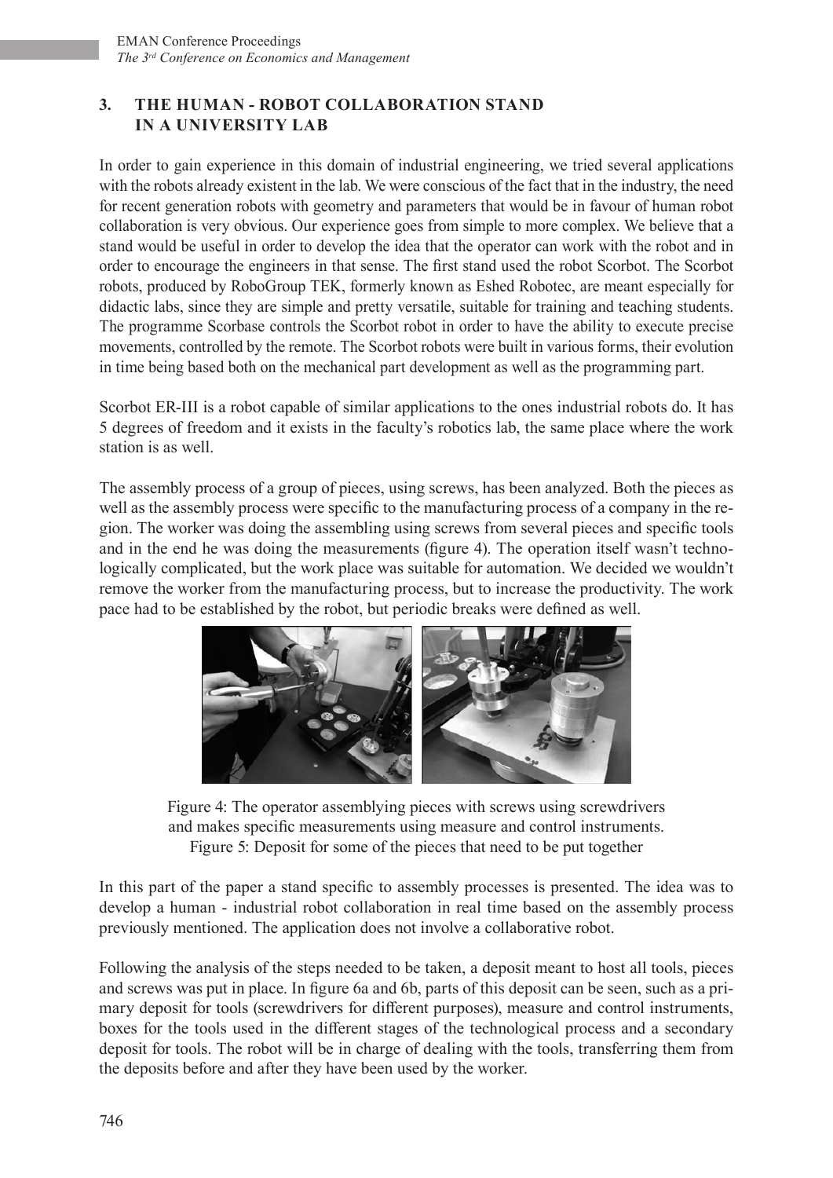## 3. THE HUMAN - ROBOT COLLABORATION STAND IN A UNIVERSITY LAB

In order to gain experience in this domain of industrial engineering, we tried several applications with the robots already existent in the lab. We were conscious of the fact that in the industry, the need for recent generation robots with geometry and parameters that would be in favour of human robot collaboration is very obvious. Our experience goes from simple to more complex. We believe that a stand would be useful in order to develop the idea that the operator can work with the robot and in order to encourage the engineers in that sense. The first stand used the robot Scorbot. The Scorbot robots, produced by RoboGroup TEK, formerly known as Eshed Robotec, are meant especially for didactic labs, since they are simple and pretty versatile, suitable for training and teaching students. The programme Scorbase controls the Scorbot robot in order to have the ability to execute precise movements, controlled by the remote. The Scorbot robots were built in various forms, their evolution in time being based both on the mechanical part development as well as the programming part.

Scorbot ER-III is a robot capable of similar applications to the ones industrial robots do. It has 5 degrees of freedom and it exists in the faculty's robotics lab, the same place where the work station is as well.

The assembly process of a group of pieces, using screws, has been analyzed. Both the pieces as well as the assembly process were specific to the manufacturing process of a company in the region. The worker was doing the assembling using screws from several pieces and specific tools and in the end he was doing the measurements (figure 4). The operation itself wasn't technologically complicated, but the work place was suitable for automation. We decided we wouldn't remove the worker from the manufacturing process, but to increase the productivity. The work pace had to be established by the robot, but periodic breaks were defined as well.

Figure 4: The operator assemblying pieces with screws using screwdrivers and makes specific measurements using measure and control instruments.
Figure 5: Deposit for some of the pieces that need to be put together

In this part of the paper a stand specific to assembly processes is presented. The idea was to develop a human - industrial robot collaboration in real time based on the assembly process previously mentioned. The application does not involve a collaborative robot.

Following the analysis of the steps needed to be taken, a deposit meant to host all tools, pieces and screws was put in place. In figure 6a and 6b, parts of this deposit can be seen, such as a primary deposit for tools (screwdrivers for different purposes), measure and control instruments, boxes for the tools used in the different stages of the technological process and a secondary deposit for tools. The robot will be in charge of dealing with the tools, transferring them from the deposits before and after they have been used by the worker.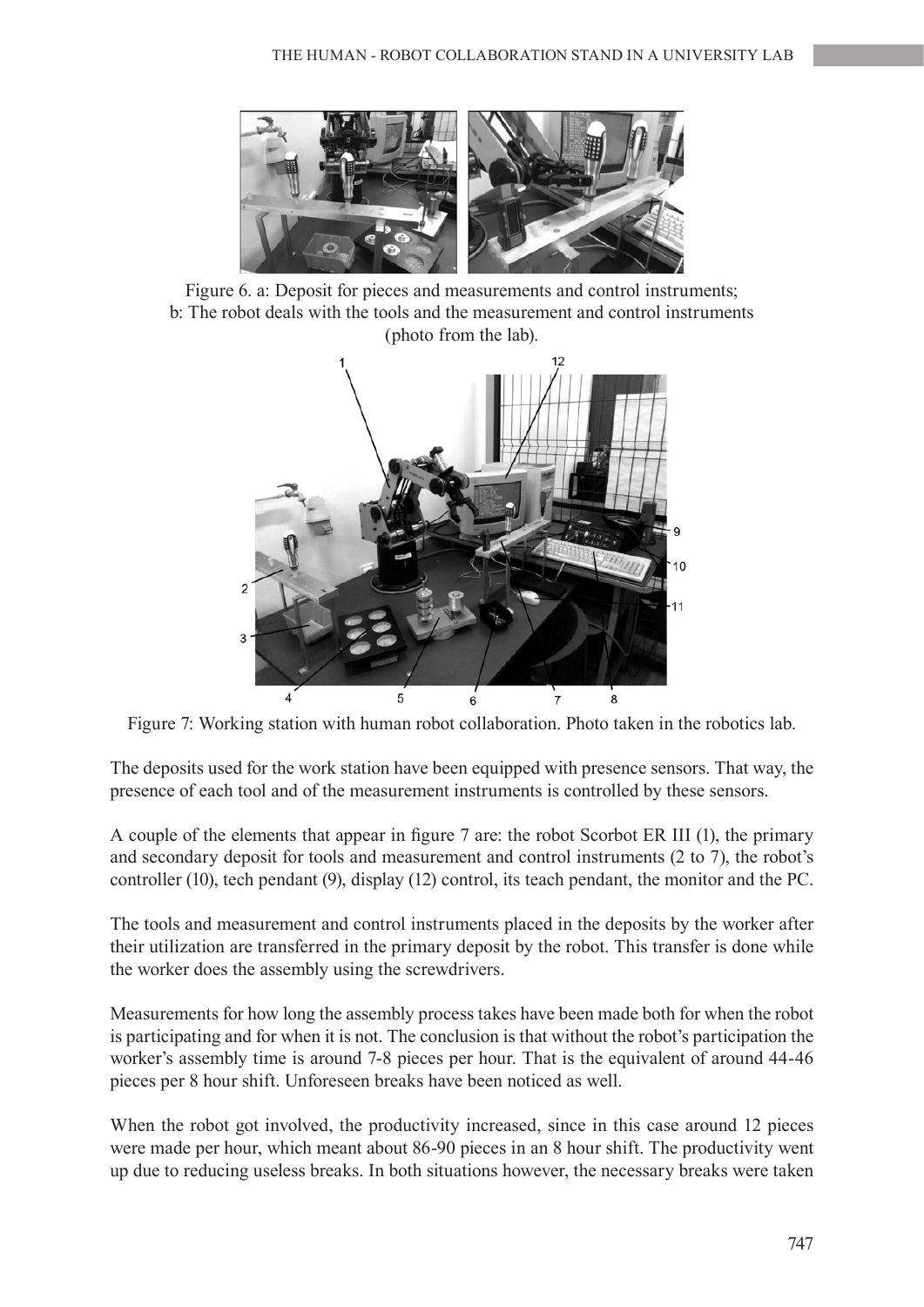Figure 6. a: Deposit for pieces and measurements and control instruments;
b: The robot deals with the tools and the measurement and control instruments
(photo from the lab).

Figure 7: Working station with human robot collaboration. Photo taken in the robotics lab.

The deposits used for the work station have been equipped with presence sensors. That way, the presence of each tool and of the measurement instruments is controlled by these sensors.

A couple of the elements that appear in figure 7 are: the robot Scorbot ER III (1), the primary and secondary deposit for tools and measurement and control instruments (2 to 7), the robot's controller (10), tech pendant (9), display (12) control, its teach pendant, the monitor and the PC.

The tools and measurement and control instruments placed in the deposits by the worker after their utilization are transferred in the primary deposit by the robot. This transfer is done while the worker does the assembly using the screwdrivers.

Measurements for how long the assembly process takes have been made both for when the robot is participating and for when it is not. The conclusion is that without the robot's participation the worker's assembly time is around 7-8 pieces per hour. That is the equivalent of around 44-46 pieces per 8 hour shift. Unforeseen breaks have been noticed as well.

When the robot got involved, the productivity increased, since in this case around 12 pieces were made per hour, which meant about 86-90 pieces in an 8 hour shift. The productivity went up due to reducing useless breaks. In both situations however, the necessary breaks were taken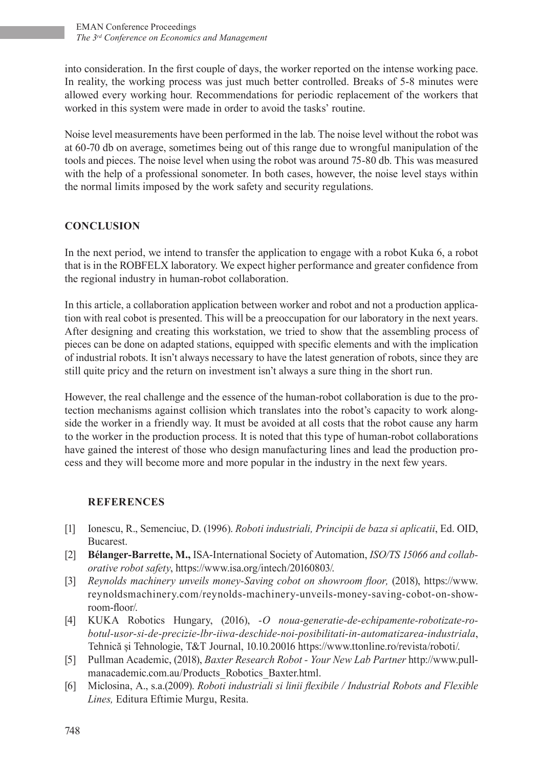into consideration. In the first couple of days, the worker reported on the intense working pace. In reality, the working process was just much better controlled. Breaks of 5-8 minutes were allowed every working hour. Recommendations for periodic replacement of the workers that worked in this system were made in order to avoid the tasks' routine.

Noise level measurements have been performed in the lab. The noise level without the robot was at 60-70 db on average, sometimes being out of this range due to wrongful manipulation of the tools and pieces. The noise level when using the robot was around 75-80 db. This was measured with the help of a professional sonometer. In both cases, however, the noise level stays within the normal limits imposed by the work safety and security regulations.

## CONCLUSION

In the next period, we intend to transfer the application to engage with a robot Kuka 6, a robot that is in the ROBFELX laboratory. We expect higher performance and greater confidence from the regional industry in human-robot collaboration.

In this article, a collaboration application between worker and robot and not a production application with real cobot is presented. This will be a preoccupation for our laboratory in the next years. After designing and creating this workstation, we tried to show that the assembling process of pieces can be done on adapted stations, equipped with specific elements and with the implication of industrial robots. It isn't always necessary to have the latest generation of robots, since they are still quite pricy and the return on investment isn't always a sure thing in the short run.

However, the real challenge and the essence of the human-robot collaboration is due to the protection mechanisms against collision which translates into the robot's capacity to work alongside the worker in a friendly way. It must be avoided at all costs that the robot cause any harm to the worker in the production process. It is noted that this type of human-robot collaborations have gained the interest of those who design manufacturing lines and lead the production process and they will become more and more popular in the industry in the next few years.

## REFERENCES

[1] Ionescu, R., Semenciuc, D. (1996). *Roboti industriali, Principii de baza si aplicatii*, Ed. OID, Bucarest.

[2] **Bélanger-Barrette, M.,** ISA-International Society of Automation, *ISO/TS 15066 and collaborative robot safety*, https://www.isa.org/intech/20160803/.

[3] *Reynolds machinery unveils money-Saving cobot on showroom floor,* (2018), https://www.reynoldsmachinery.com/reynolds-machinery-unveils-money-saving-cobot-on-showroom-floor/.

[4] KUKA Robotics Hungary, (2016), *-O noua-generatie-de-echipamente-robotizate-robotul-usor-si-de-precizie-lbr-iiwa-deschide-noi-posibilitati-in-automatizarea-industriala*, Tehnică și Tehnologie, T&T Journal, 10.10.20016 https://www.ttonline.ro/revista/roboti/.

[5] Pullman Academic, (2018), *Baxter Research Robot - Your New Lab Partner* http://www.pullmanacademic.com.au/Products_Robotics_Baxter.html.

[6] Miclosina, A., s.a.(2009). *Roboti industriali si linii flexibile / Industrial Robots and Flexible Lines,* Editura Eftimie Murgu, Resita.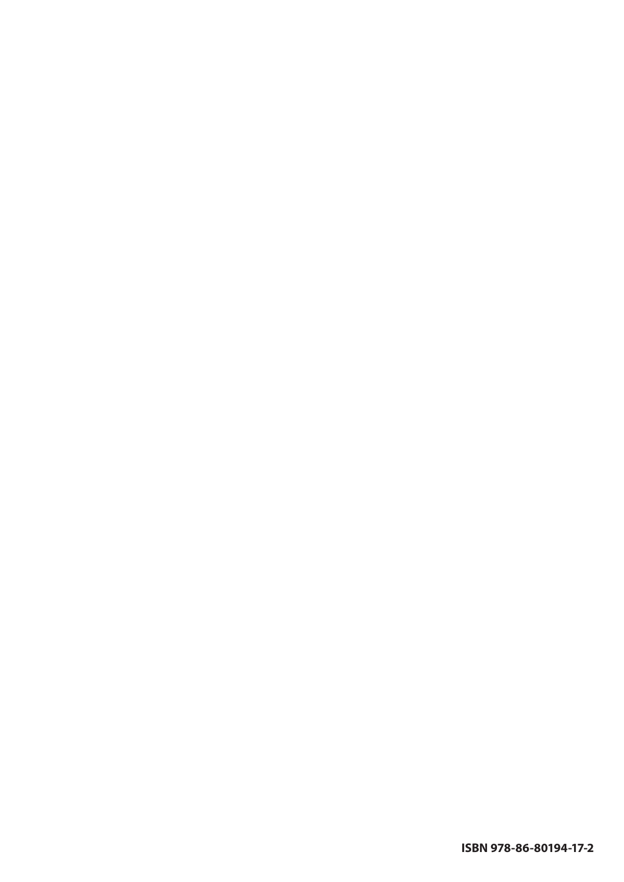**ISBN 978-86-80194-17-2**